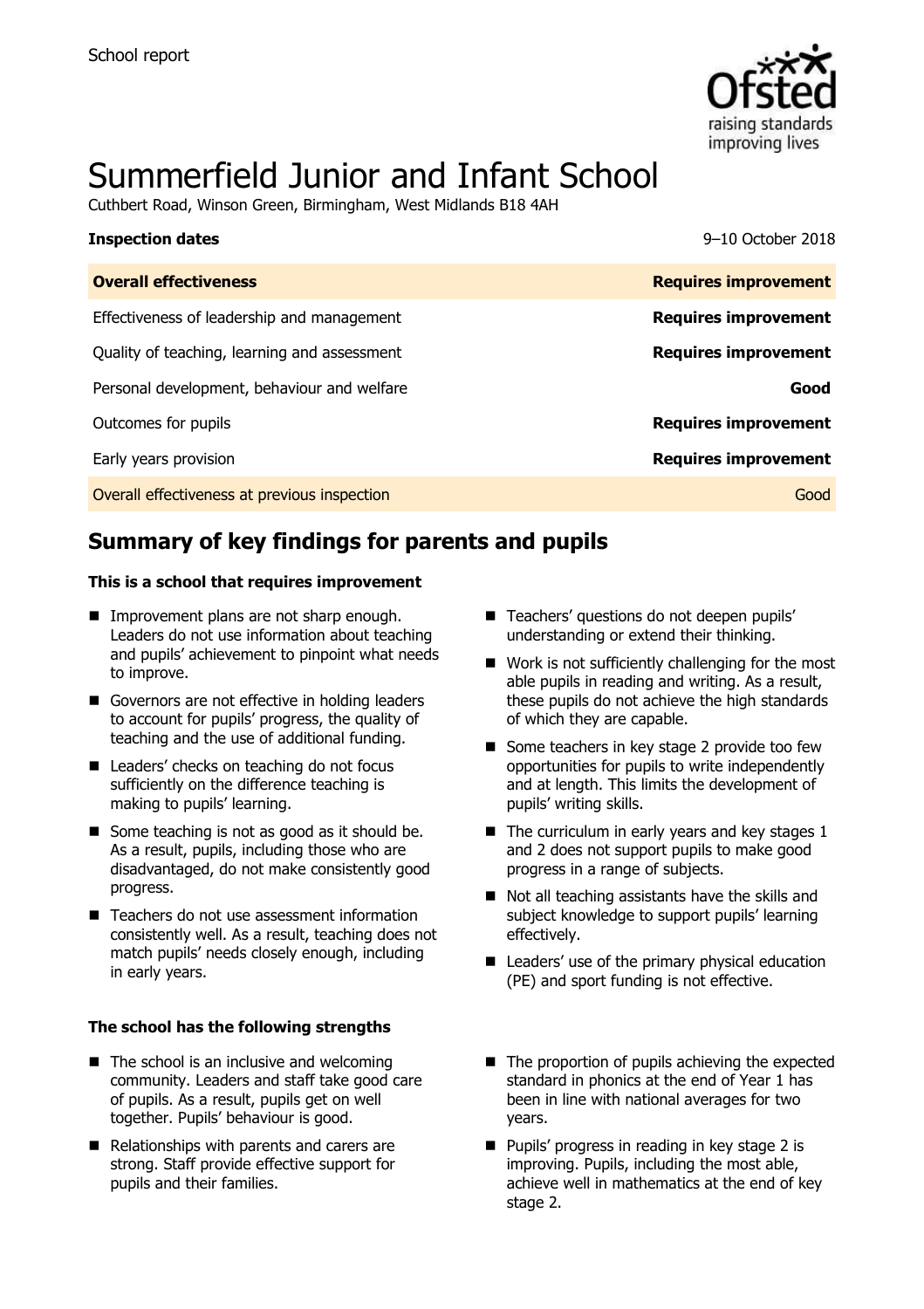School report

# Summerfield Junior and Infant School

Cuthbert Road, Winson Green, Birmingham, West Midlands B18 4AH

| **Inspection dates** | 9–10 October 2018 |
| --- | --- |
| **Overall effectiveness** | **Requires improvement** |
| Effectiveness of leadership and management | **Requires improvement** |
| Quality of teaching, learning and assessment | **Requires improvement** |
| Personal development, behaviour and welfare | **Good** |
| Outcomes for pupils | **Requires improvement** |
| Early years provision | **Requires improvement** |
| Overall effectiveness at previous inspection | Good |

## Summary of key findings for parents and pupils

### This is a school that requires improvement

- Improvement plans are not sharp enough. Leaders do not use information about teaching and pupils' achievement to pinpoint what needs to improve.
- Governors are not effective in holding leaders to account for pupils' progress, the quality of teaching and the use of additional funding.
- Leaders' checks on teaching do not focus sufficiently on the difference teaching is making to pupils' learning.
- Some teaching is not as good as it should be. As a result, pupils, including those who are disadvantaged, do not make consistently good progress.
- Teachers do not use assessment information consistently well. As a result, teaching does not match pupils' needs closely enough, including in early years.
- Teachers' questions do not deepen pupils' understanding or extend their thinking.
- Work is not sufficiently challenging for the most able pupils in reading and writing. As a result, these pupils do not achieve the high standards of which they are capable.
- Some teachers in key stage 2 provide too few opportunities for pupils to write independently and at length. This limits the development of pupils' writing skills.
- The curriculum in early years and key stages 1 and 2 does not support pupils to make good progress in a range of subjects.
- Not all teaching assistants have the skills and subject knowledge to support pupils' learning effectively.
- Leaders' use of the primary physical education (PE) and sport funding is not effective.

### The school has the following strengths

- The school is an inclusive and welcoming community. Leaders and staff take good care of pupils. As a result, pupils get on well together. Pupils' behaviour is good.
- Relationships with parents and carers are strong. Staff provide effective support for pupils and their families.
- The proportion of pupils achieving the expected standard in phonics at the end of Year 1 has been in line with national averages for two years.
- Pupils' progress in reading in key stage 2 is improving. Pupils, including the most able, achieve well in mathematics at the end of key stage 2.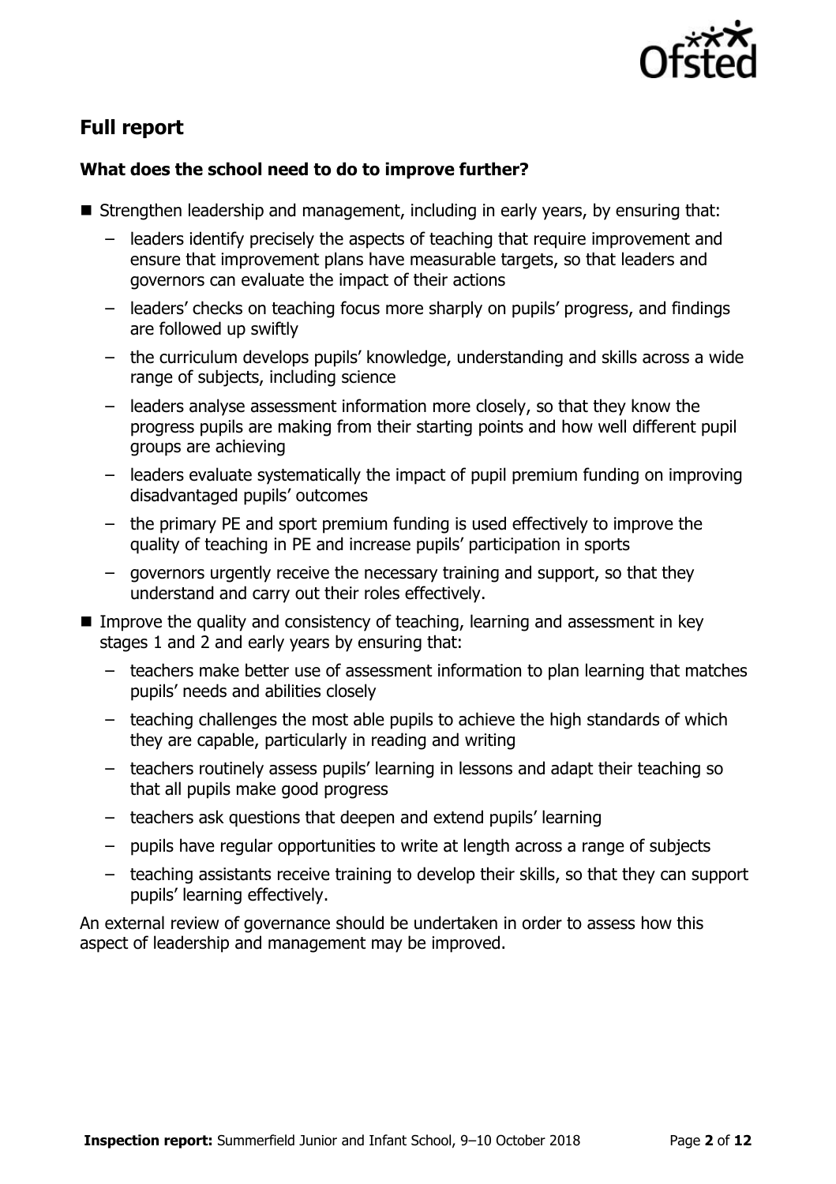## Full report

### What does the school need to do to improve further?

- Strengthen leadership and management, including in early years, by ensuring that:
  - leaders identify precisely the aspects of teaching that require improvement and ensure that improvement plans have measurable targets, so that leaders and governors can evaluate the impact of their actions
  - leaders' checks on teaching focus more sharply on pupils' progress, and findings are followed up swiftly
  - the curriculum develops pupils' knowledge, understanding and skills across a wide range of subjects, including science
  - leaders analyse assessment information more closely, so that they know the progress pupils are making from their starting points and how well different pupil groups are achieving
  - leaders evaluate systematically the impact of pupil premium funding on improving disadvantaged pupils' outcomes
  - the primary PE and sport premium funding is used effectively to improve the quality of teaching in PE and increase pupils' participation in sports
  - governors urgently receive the necessary training and support, so that they understand and carry out their roles effectively.
- Improve the quality and consistency of teaching, learning and assessment in key stages 1 and 2 and early years by ensuring that:
  - teachers make better use of assessment information to plan learning that matches pupils' needs and abilities closely
  - teaching challenges the most able pupils to achieve the high standards of which they are capable, particularly in reading and writing
  - teachers routinely assess pupils' learning in lessons and adapt their teaching so that all pupils make good progress
  - teachers ask questions that deepen and extend pupils' learning
  - pupils have regular opportunities to write at length across a range of subjects
  - teaching assistants receive training to develop their skills, so that they can support pupils' learning effectively.

An external review of governance should be undertaken in order to assess how this aspect of leadership and management may be improved.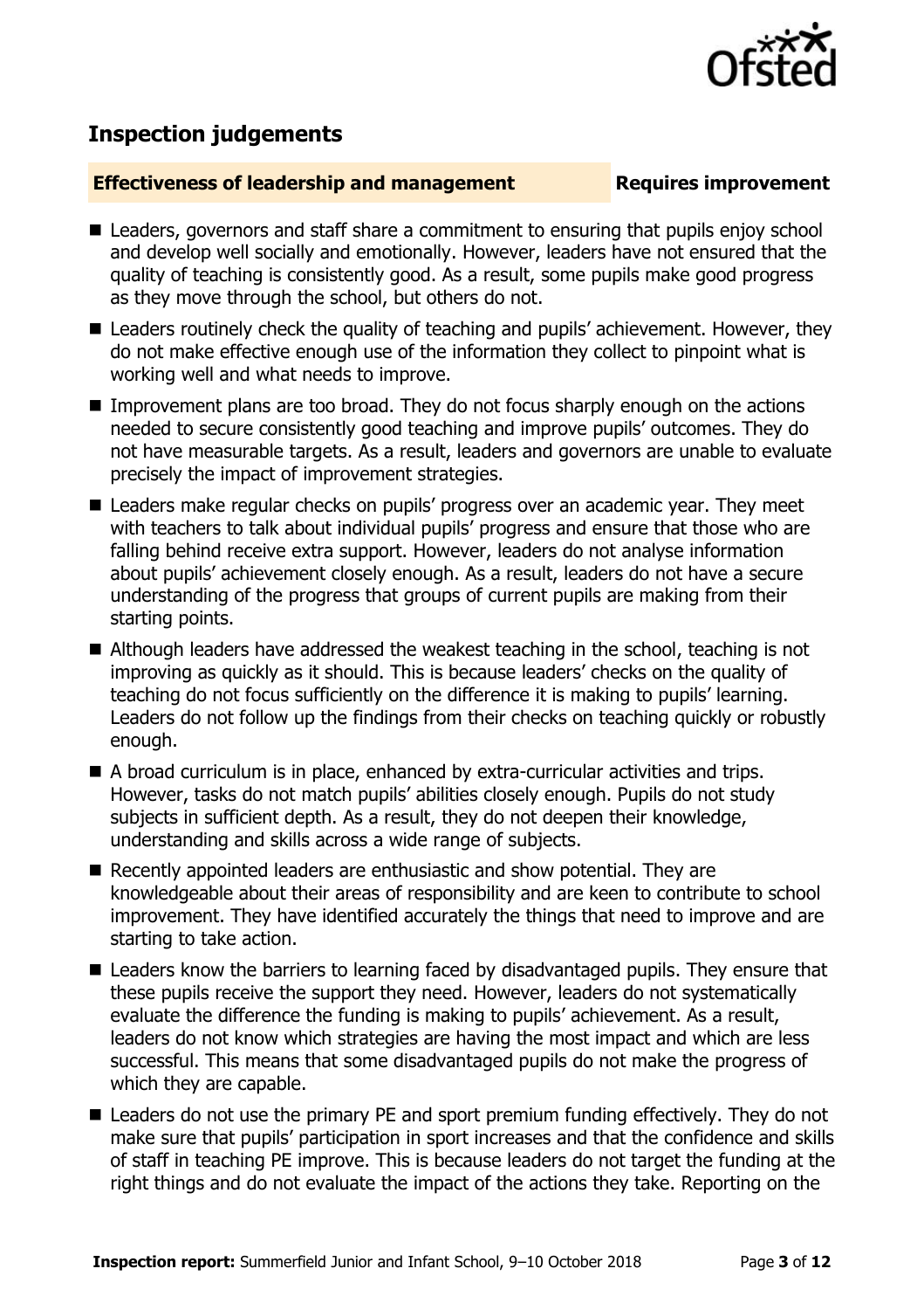## Inspection judgements

**Effectiveness of leadership and management** **Requires improvement**

- Leaders, governors and staff share a commitment to ensuring that pupils enjoy school and develop well socially and emotionally. However, leaders have not ensured that the quality of teaching is consistently good. As a result, some pupils make good progress as they move through the school, but others do not.
- Leaders routinely check the quality of teaching and pupils' achievement. However, they do not make effective enough use of the information they collect to pinpoint what is working well and what needs to improve.
- Improvement plans are too broad. They do not focus sharply enough on the actions needed to secure consistently good teaching and improve pupils' outcomes. They do not have measurable targets. As a result, leaders and governors are unable to evaluate precisely the impact of improvement strategies.
- Leaders make regular checks on pupils' progress over an academic year. They meet with teachers to talk about individual pupils' progress and ensure that those who are falling behind receive extra support. However, leaders do not analyse information about pupils' achievement closely enough. As a result, leaders do not have a secure understanding of the progress that groups of current pupils are making from their starting points.
- Although leaders have addressed the weakest teaching in the school, teaching is not improving as quickly as it should. This is because leaders' checks on the quality of teaching do not focus sufficiently on the difference it is making to pupils' learning. Leaders do not follow up the findings from their checks on teaching quickly or robustly enough.
- A broad curriculum is in place, enhanced by extra-curricular activities and trips. However, tasks do not match pupils' abilities closely enough. Pupils do not study subjects in sufficient depth. As a result, they do not deepen their knowledge, understanding and skills across a wide range of subjects.
- Recently appointed leaders are enthusiastic and show potential. They are knowledgeable about their areas of responsibility and are keen to contribute to school improvement. They have identified accurately the things that need to improve and are starting to take action.
- Leaders know the barriers to learning faced by disadvantaged pupils. They ensure that these pupils receive the support they need. However, leaders do not systematically evaluate the difference the funding is making to pupils' achievement. As a result, leaders do not know which strategies are having the most impact and which are less successful. This means that some disadvantaged pupils do not make the progress of which they are capable.
- Leaders do not use the primary PE and sport premium funding effectively. They do not make sure that pupils' participation in sport increases and that the confidence and skills of staff in teaching PE improve. This is because leaders do not target the funding at the right things and do not evaluate the impact of the actions they take. Reporting on the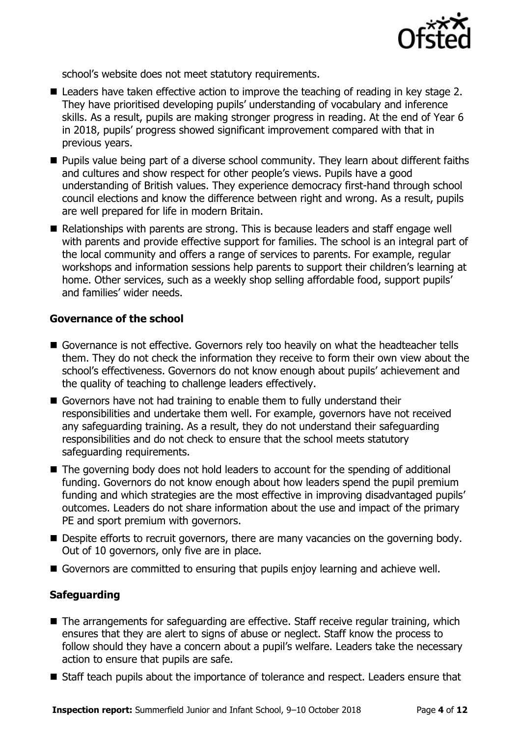school's website does not meet statutory requirements.

- Leaders have taken effective action to improve the teaching of reading in key stage 2. They have prioritised developing pupils' understanding of vocabulary and inference skills. As a result, pupils are making stronger progress in reading. At the end of Year 6 in 2018, pupils' progress showed significant improvement compared with that in previous years.
- Pupils value being part of a diverse school community. They learn about different faiths and cultures and show respect for other people's views. Pupils have a good understanding of British values. They experience democracy first-hand through school council elections and know the difference between right and wrong. As a result, pupils are well prepared for life in modern Britain.
- Relationships with parents are strong. This is because leaders and staff engage well with parents and provide effective support for families. The school is an integral part of the local community and offers a range of services to parents. For example, regular workshops and information sessions help parents to support their children's learning at home. Other services, such as a weekly shop selling affordable food, support pupils' and families' wider needs.

### Governance of the school

- Governance is not effective. Governors rely too heavily on what the headteacher tells them. They do not check the information they receive to form their own view about the school's effectiveness. Governors do not know enough about pupils' achievement and the quality of teaching to challenge leaders effectively.
- Governors have not had training to enable them to fully understand their responsibilities and undertake them well. For example, governors have not received any safeguarding training. As a result, they do not understand their safeguarding responsibilities and do not check to ensure that the school meets statutory safeguarding requirements.
- The governing body does not hold leaders to account for the spending of additional funding. Governors do not know enough about how leaders spend the pupil premium funding and which strategies are the most effective in improving disadvantaged pupils' outcomes. Leaders do not share information about the use and impact of the primary PE and sport premium with governors.
- Despite efforts to recruit governors, there are many vacancies on the governing body. Out of 10 governors, only five are in place.
- Governors are committed to ensuring that pupils enjoy learning and achieve well.

### Safeguarding

- The arrangements for safeguarding are effective. Staff receive regular training, which ensures that they are alert to signs of abuse or neglect. Staff know the process to follow should they have a concern about a pupil's welfare. Leaders take the necessary action to ensure that pupils are safe.
- Staff teach pupils about the importance of tolerance and respect. Leaders ensure that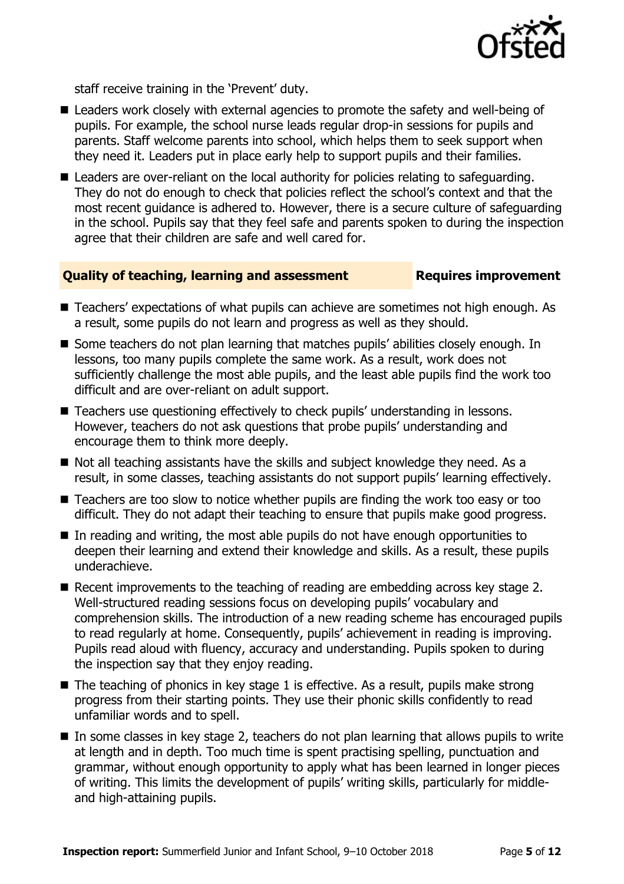staff receive training in the 'Prevent' duty.

- Leaders work closely with external agencies to promote the safety and well-being of pupils. For example, the school nurse leads regular drop-in sessions for pupils and parents. Staff welcome parents into school, which helps them to seek support when they need it. Leaders put in place early help to support pupils and their families.
- Leaders are over-reliant on the local authority for policies relating to safeguarding. They do not do enough to check that policies reflect the school's context and that the most recent guidance is adhered to. However, there is a secure culture of safeguarding in the school. Pupils say that they feel safe and parents spoken to during the inspection agree that their children are safe and well cared for.

## Quality of teaching, learning and assessment — Requires improvement

- Teachers' expectations of what pupils can achieve are sometimes not high enough. As a result, some pupils do not learn and progress as well as they should.
- Some teachers do not plan learning that matches pupils' abilities closely enough. In lessons, too many pupils complete the same work. As a result, work does not sufficiently challenge the most able pupils, and the least able pupils find the work too difficult and are over-reliant on adult support.
- Teachers use questioning effectively to check pupils' understanding in lessons. However, teachers do not ask questions that probe pupils' understanding and encourage them to think more deeply.
- Not all teaching assistants have the skills and subject knowledge they need. As a result, in some classes, teaching assistants do not support pupils' learning effectively.
- Teachers are too slow to notice whether pupils are finding the work too easy or too difficult. They do not adapt their teaching to ensure that pupils make good progress.
- In reading and writing, the most able pupils do not have enough opportunities to deepen their learning and extend their knowledge and skills. As a result, these pupils underachieve.
- Recent improvements to the teaching of reading are embedding across key stage 2. Well-structured reading sessions focus on developing pupils' vocabulary and comprehension skills. The introduction of a new reading scheme has encouraged pupils to read regularly at home. Consequently, pupils' achievement in reading is improving. Pupils read aloud with fluency, accuracy and understanding. Pupils spoken to during the inspection say that they enjoy reading.
- The teaching of phonics in key stage 1 is effective. As a result, pupils make strong progress from their starting points. They use their phonic skills confidently to read unfamiliar words and to spell.
- In some classes in key stage 2, teachers do not plan learning that allows pupils to write at length and in depth. Too much time is spent practising spelling, punctuation and grammar, without enough opportunity to apply what has been learned in longer pieces of writing. This limits the development of pupils' writing skills, particularly for middle- and high-attaining pupils.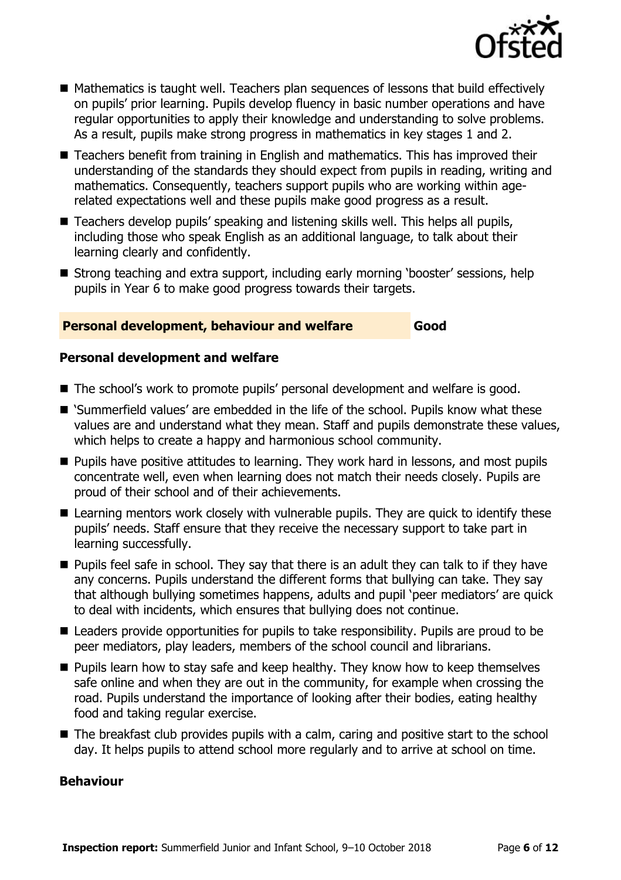- Mathematics is taught well. Teachers plan sequences of lessons that build effectively on pupils' prior learning. Pupils develop fluency in basic number operations and have regular opportunities to apply their knowledge and understanding to solve problems. As a result, pupils make strong progress in mathematics in key stages 1 and 2.
- Teachers benefit from training in English and mathematics. This has improved their understanding of the standards they should expect from pupils in reading, writing and mathematics. Consequently, teachers support pupils who are working within age-related expectations well and these pupils make good progress as a result.
- Teachers develop pupils' speaking and listening skills well. This helps all pupils, including those who speak English as an additional language, to talk about their learning clearly and confidently.
- Strong teaching and extra support, including early morning 'booster' sessions, help pupils in Year 6 to make good progress towards their targets.

## Personal development, behaviour and welfare — Good

### Personal development and welfare

- The school's work to promote pupils' personal development and welfare is good.
- 'Summerfield values' are embedded in the life of the school. Pupils know what these values are and understand what they mean. Staff and pupils demonstrate these values, which helps to create a happy and harmonious school community.
- Pupils have positive attitudes to learning. They work hard in lessons, and most pupils concentrate well, even when learning does not match their needs closely. Pupils are proud of their school and of their achievements.
- Learning mentors work closely with vulnerable pupils. They are quick to identify these pupils' needs. Staff ensure that they receive the necessary support to take part in learning successfully.
- Pupils feel safe in school. They say that there is an adult they can talk to if they have any concerns. Pupils understand the different forms that bullying can take. They say that although bullying sometimes happens, adults and pupil 'peer mediators' are quick to deal with incidents, which ensures that bullying does not continue.
- Leaders provide opportunities for pupils to take responsibility. Pupils are proud to be peer mediators, play leaders, members of the school council and librarians.
- Pupils learn how to stay safe and keep healthy. They know how to keep themselves safe online and when they are out in the community, for example when crossing the road. Pupils understand the importance of looking after their bodies, eating healthy food and taking regular exercise.
- The breakfast club provides pupils with a calm, caring and positive start to the school day. It helps pupils to attend school more regularly and to arrive at school on time.

### Behaviour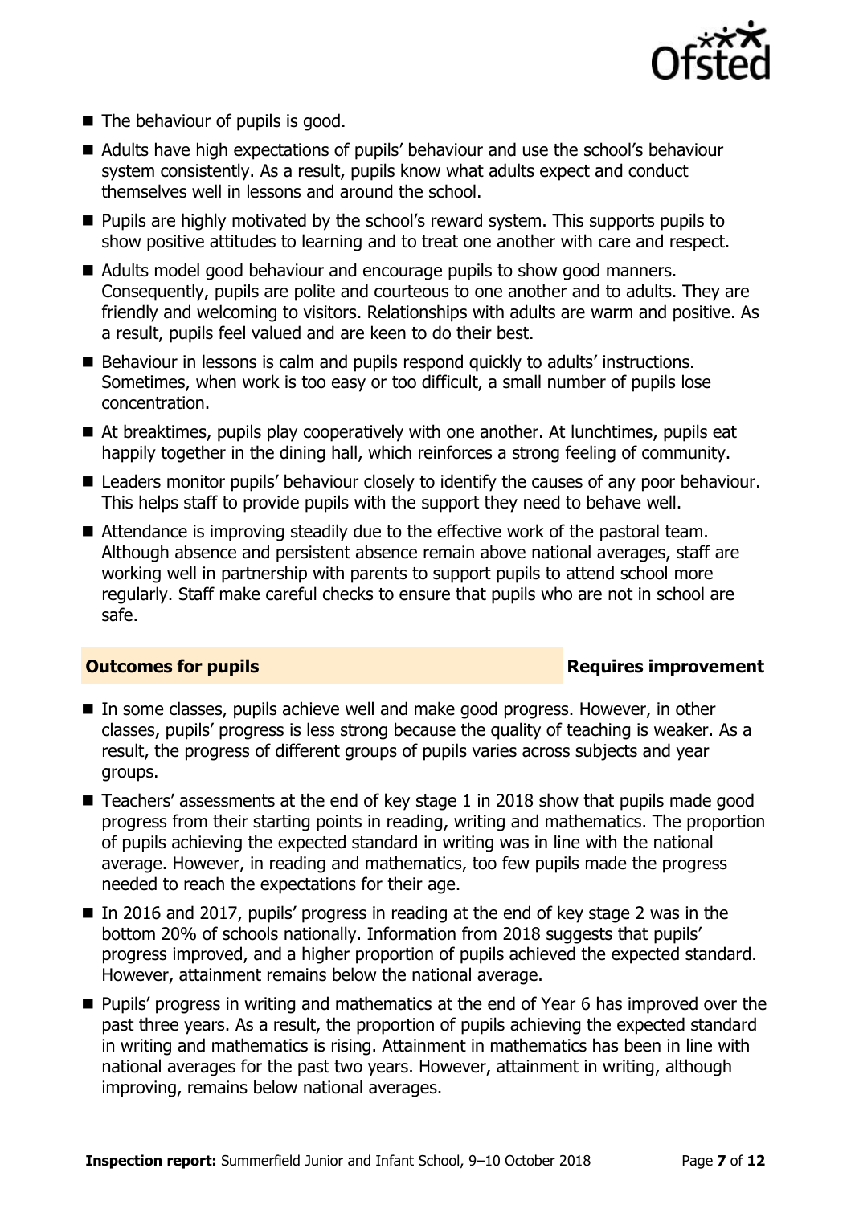- The behaviour of pupils is good.
- Adults have high expectations of pupils' behaviour and use the school's behaviour system consistently. As a result, pupils know what adults expect and conduct themselves well in lessons and around the school.
- Pupils are highly motivated by the school's reward system. This supports pupils to show positive attitudes to learning and to treat one another with care and respect.
- Adults model good behaviour and encourage pupils to show good manners. Consequently, pupils are polite and courteous to one another and to adults. They are friendly and welcoming to visitors. Relationships with adults are warm and positive. As a result, pupils feel valued and are keen to do their best.
- Behaviour in lessons is calm and pupils respond quickly to adults' instructions. Sometimes, when work is too easy or too difficult, a small number of pupils lose concentration.
- At breaktimes, pupils play cooperatively with one another. At lunchtimes, pupils eat happily together in the dining hall, which reinforces a strong feeling of community.
- Leaders monitor pupils' behaviour closely to identify the causes of any poor behaviour. This helps staff to provide pupils with the support they need to behave well.
- Attendance is improving steadily due to the effective work of the pastoral team. Although absence and persistent absence remain above national averages, staff are working well in partnership with parents to support pupils to attend school more regularly. Staff make careful checks to ensure that pupils who are not in school are safe.

## Outcomes for pupils — Requires improvement

- In some classes, pupils achieve well and make good progress. However, in other classes, pupils' progress is less strong because the quality of teaching is weaker. As a result, the progress of different groups of pupils varies across subjects and year groups.
- Teachers' assessments at the end of key stage 1 in 2018 show that pupils made good progress from their starting points in reading, writing and mathematics. The proportion of pupils achieving the expected standard in writing was in line with the national average. However, in reading and mathematics, too few pupils made the progress needed to reach the expectations for their age.
- In 2016 and 2017, pupils' progress in reading at the end of key stage 2 was in the bottom 20% of schools nationally. Information from 2018 suggests that pupils' progress improved, and a higher proportion of pupils achieved the expected standard. However, attainment remains below the national average.
- Pupils' progress in writing and mathematics at the end of Year 6 has improved over the past three years. As a result, the proportion of pupils achieving the expected standard in writing and mathematics is rising. Attainment in mathematics has been in line with national averages for the past two years. However, attainment in writing, although improving, remains below national averages.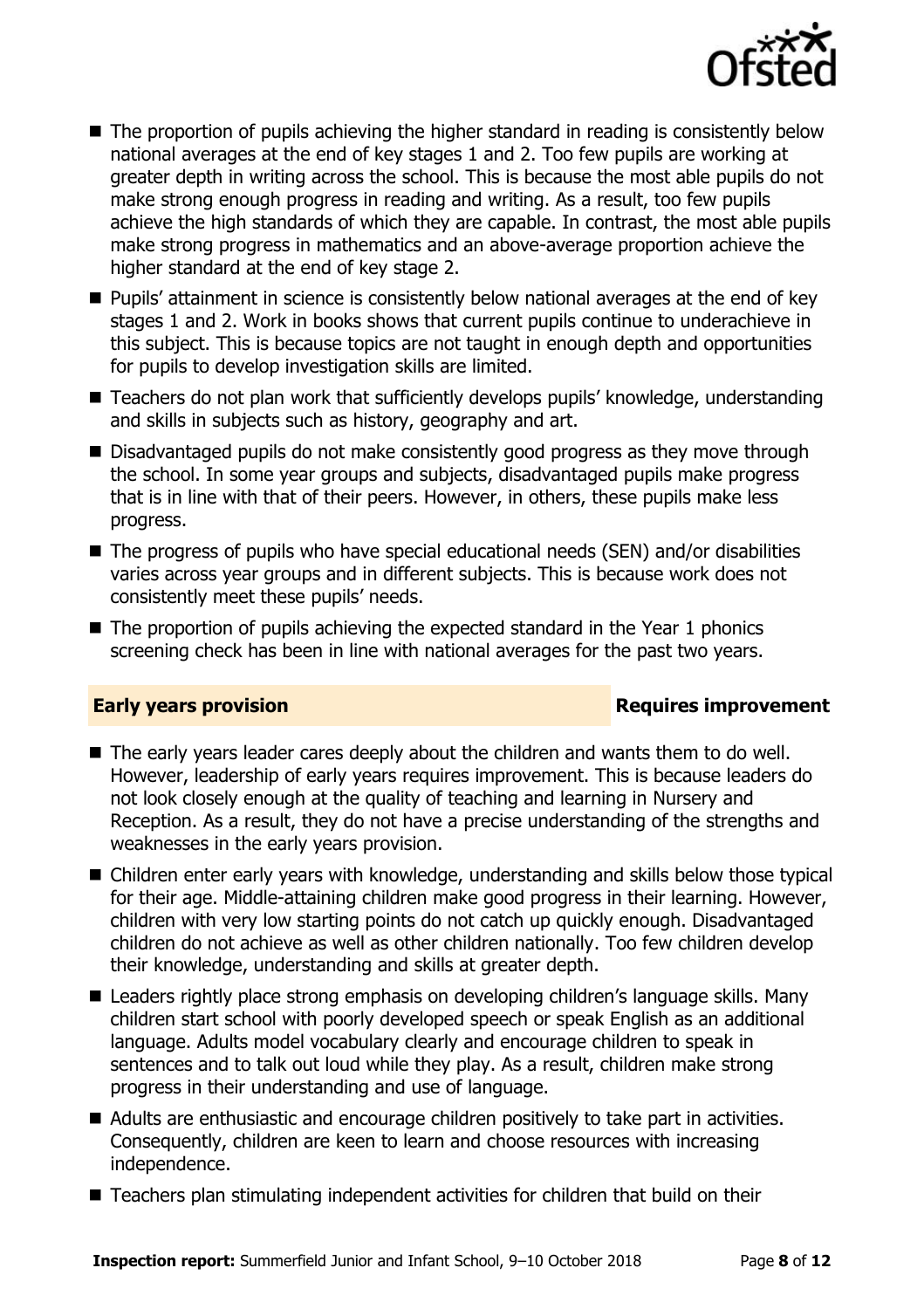- The proportion of pupils achieving the higher standard in reading is consistently below national averages at the end of key stages 1 and 2. Too few pupils are working at greater depth in writing across the school. This is because the most able pupils do not make strong enough progress in reading and writing. As a result, too few pupils achieve the high standards of which they are capable. In contrast, the most able pupils make strong progress in mathematics and an above-average proportion achieve the higher standard at the end of key stage 2.
- Pupils' attainment in science is consistently below national averages at the end of key stages 1 and 2. Work in books shows that current pupils continue to underachieve in this subject. This is because topics are not taught in enough depth and opportunities for pupils to develop investigation skills are limited.
- Teachers do not plan work that sufficiently develops pupils' knowledge, understanding and skills in subjects such as history, geography and art.
- Disadvantaged pupils do not make consistently good progress as they move through the school. In some year groups and subjects, disadvantaged pupils make progress that is in line with that of their peers. However, in others, these pupils make less progress.
- The progress of pupils who have special educational needs (SEN) and/or disabilities varies across year groups and in different subjects. This is because work does not consistently meet these pupils' needs.
- The proportion of pupils achieving the expected standard in the Year 1 phonics screening check has been in line with national averages for the past two years.

## Early years provision — Requires improvement

- The early years leader cares deeply about the children and wants them to do well. However, leadership of early years requires improvement. This is because leaders do not look closely enough at the quality of teaching and learning in Nursery and Reception. As a result, they do not have a precise understanding of the strengths and weaknesses in the early years provision.
- Children enter early years with knowledge, understanding and skills below those typical for their age. Middle-attaining children make good progress in their learning. However, children with very low starting points do not catch up quickly enough. Disadvantaged children do not achieve as well as other children nationally. Too few children develop their knowledge, understanding and skills at greater depth.
- Leaders rightly place strong emphasis on developing children's language skills. Many children start school with poorly developed speech or speak English as an additional language. Adults model vocabulary clearly and encourage children to speak in sentences and to talk out loud while they play. As a result, children make strong progress in their understanding and use of language.
- Adults are enthusiastic and encourage children positively to take part in activities. Consequently, children are keen to learn and choose resources with increasing independence.
- Teachers plan stimulating independent activities for children that build on their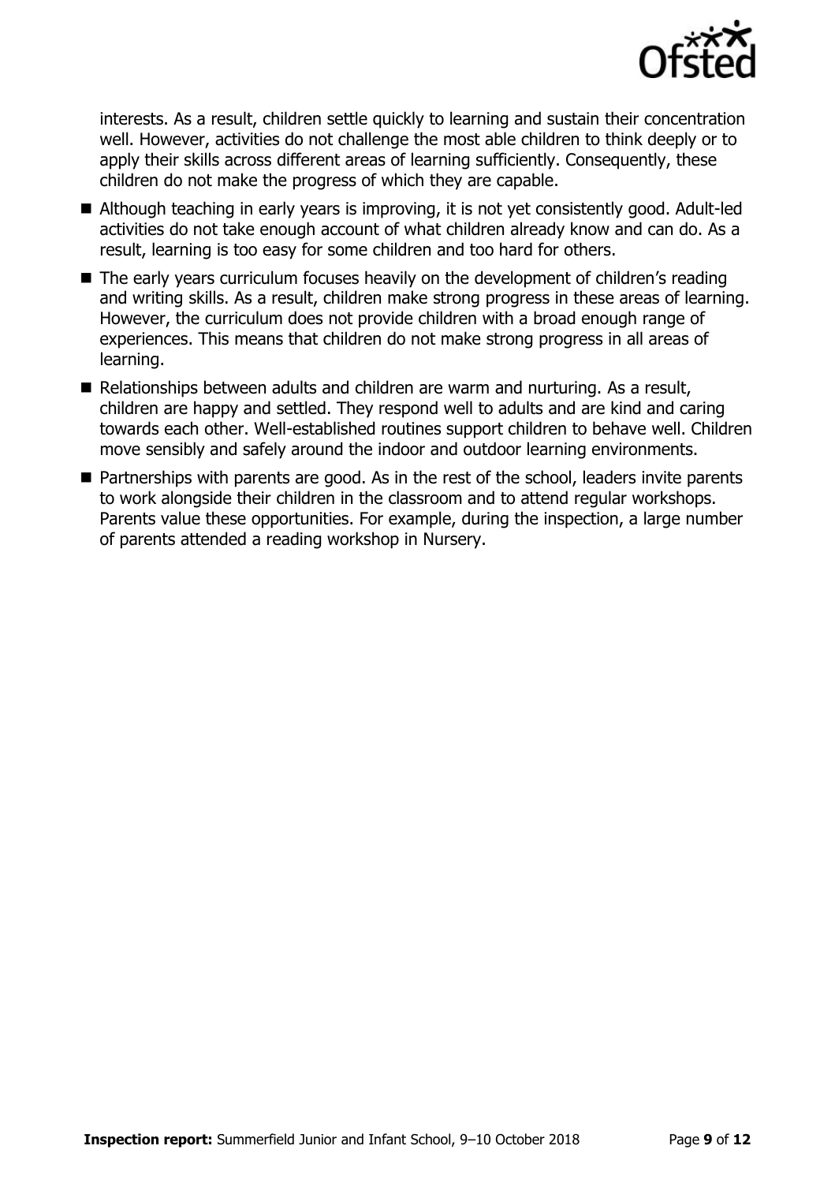interests. As a result, children settle quickly to learning and sustain their concentration well. However, activities do not challenge the most able children to think deeply or to apply their skills across different areas of learning sufficiently. Consequently, these children do not make the progress of which they are capable.

- Although teaching in early years is improving, it is not yet consistently good. Adult-led activities do not take enough account of what children already know and can do. As a result, learning is too easy for some children and too hard for others.
- The early years curriculum focuses heavily on the development of children's reading and writing skills. As a result, children make strong progress in these areas of learning. However, the curriculum does not provide children with a broad enough range of experiences. This means that children do not make strong progress in all areas of learning.
- Relationships between adults and children are warm and nurturing. As a result, children are happy and settled. They respond well to adults and are kind and caring towards each other. Well-established routines support children to behave well. Children move sensibly and safely around the indoor and outdoor learning environments.
- Partnerships with parents are good. As in the rest of the school, leaders invite parents to work alongside their children in the classroom and to attend regular workshops. Parents value these opportunities. For example, during the inspection, a large number of parents attended a reading workshop in Nursery.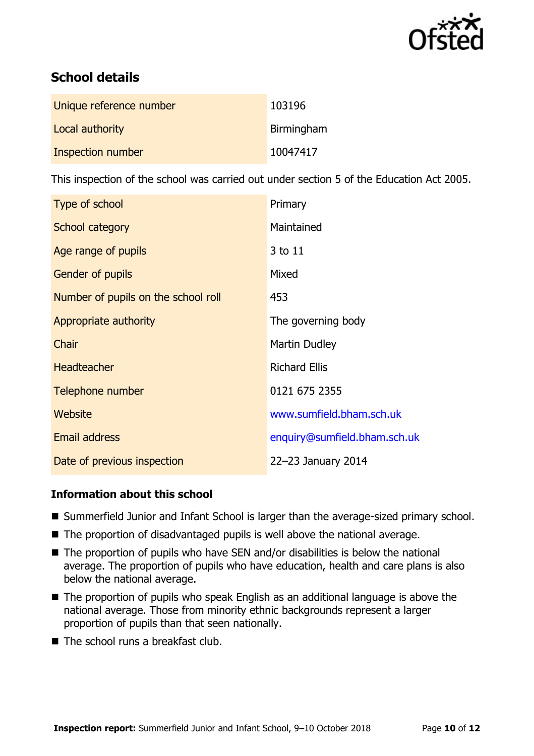## School details

| | |
|---|---|
| Unique reference number | 103196 |
| Local authority | Birmingham |
| Inspection number | 10047417 |

This inspection of the school was carried out under section 5 of the Education Act 2005.

| | |
|---|---|
| Type of school | Primary |
| School category | Maintained |
| Age range of pupils | 3 to 11 |
| Gender of pupils | Mixed |
| Number of pupils on the school roll | 453 |
| Appropriate authority | The governing body |
| Chair | Martin Dudley |
| Headteacher | Richard Ellis |
| Telephone number | 0121 675 2355 |
| Website | www.sumfield.bham.sch.uk |
| Email address | enquiry@sumfield.bham.sch.uk |
| Date of previous inspection | 22–23 January 2014 |

### Information about this school

- Summerfield Junior and Infant School is larger than the average-sized primary school.
- The proportion of disadvantaged pupils is well above the national average.
- The proportion of pupils who have SEN and/or disabilities is below the national average. The proportion of pupils who have education, health and care plans is also below the national average.
- The proportion of pupils who speak English as an additional language is above the national average. Those from minority ethnic backgrounds represent a larger proportion of pupils than that seen nationally.
- The school runs a breakfast club.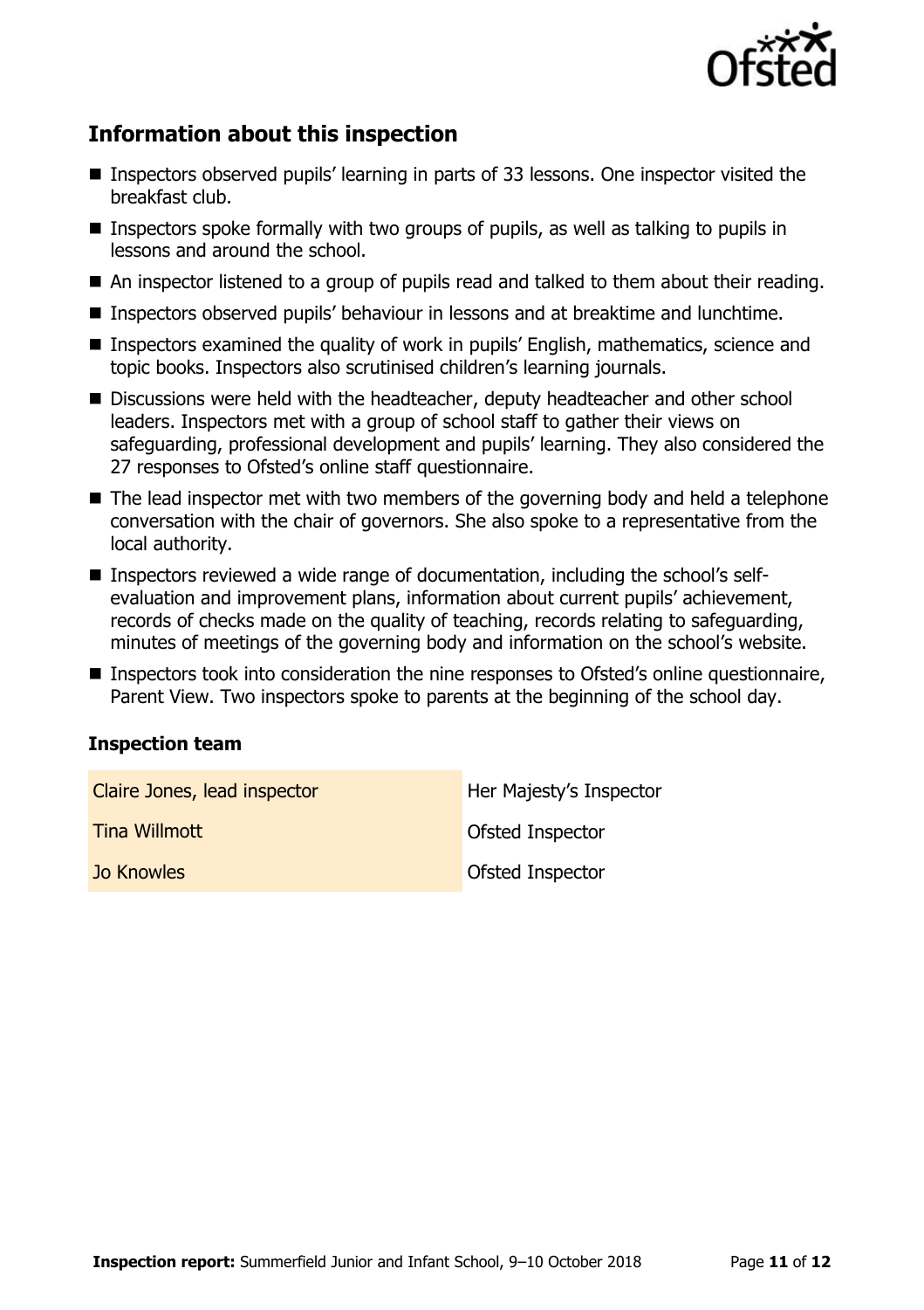## Information about this inspection

- Inspectors observed pupils' learning in parts of 33 lessons. One inspector visited the breakfast club.
- Inspectors spoke formally with two groups of pupils, as well as talking to pupils in lessons and around the school.
- An inspector listened to a group of pupils read and talked to them about their reading.
- Inspectors observed pupils' behaviour in lessons and at breaktime and lunchtime.
- Inspectors examined the quality of work in pupils' English, mathematics, science and topic books. Inspectors also scrutinised children's learning journals.
- Discussions were held with the headteacher, deputy headteacher and other school leaders. Inspectors met with a group of school staff to gather their views on safeguarding, professional development and pupils' learning. They also considered the 27 responses to Ofsted's online staff questionnaire.
- The lead inspector met with two members of the governing body and held a telephone conversation with the chair of governors. She also spoke to a representative from the local authority.
- Inspectors reviewed a wide range of documentation, including the school's self-evaluation and improvement plans, information about current pupils' achievement, records of checks made on the quality of teaching, records relating to safeguarding, minutes of meetings of the governing body and information on the school's website.
- Inspectors took into consideration the nine responses to Ofsted's online questionnaire, Parent View. Two inspectors spoke to parents at the beginning of the school day.

### Inspection team

| | |
|---|---|
| Claire Jones, lead inspector | Her Majesty's Inspector |
| Tina Willmott | Ofsted Inspector |
| Jo Knowles | Ofsted Inspector |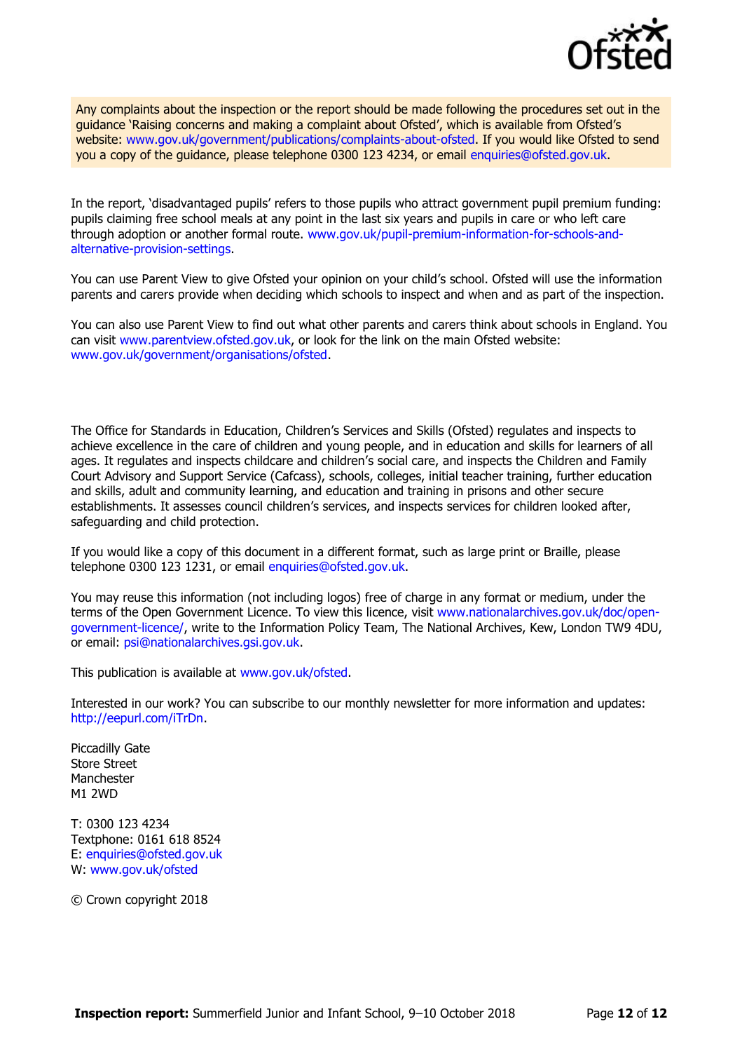Any complaints about the inspection or the report should be made following the procedures set out in the guidance 'Raising concerns and making a complaint about Ofsted', which is available from Ofsted's website: www.gov.uk/government/publications/complaints-about-ofsted. If you would like Ofsted to send you a copy of the guidance, please telephone 0300 123 4234, or email enquiries@ofsted.gov.uk.

In the report, 'disadvantaged pupils' refers to those pupils who attract government pupil premium funding: pupils claiming free school meals at any point in the last six years and pupils in care or who left care through adoption or another formal route. www.gov.uk/pupil-premium-information-for-schools-and-alternative-provision-settings.

You can use Parent View to give Ofsted your opinion on your child's school. Ofsted will use the information parents and carers provide when deciding which schools to inspect and when and as part of the inspection.

You can also use Parent View to find out what other parents and carers think about schools in England. You can visit www.parentview.ofsted.gov.uk, or look for the link on the main Ofsted website: www.gov.uk/government/organisations/ofsted.

The Office for Standards in Education, Children's Services and Skills (Ofsted) regulates and inspects to achieve excellence in the care of children and young people, and in education and skills for learners of all ages. It regulates and inspects childcare and children's social care, and inspects the Children and Family Court Advisory and Support Service (Cafcass), schools, colleges, initial teacher training, further education and skills, adult and community learning, and education and training in prisons and other secure establishments. It assesses council children's services, and inspects services for children looked after, safeguarding and child protection.

If you would like a copy of this document in a different format, such as large print or Braille, please telephone 0300 123 1231, or email enquiries@ofsted.gov.uk.

You may reuse this information (not including logos) free of charge in any format or medium, under the terms of the Open Government Licence. To view this licence, visit www.nationalarchives.gov.uk/doc/open-government-licence/, write to the Information Policy Team, The National Archives, Kew, London TW9 4DU, or email: psi@nationalarchives.gsi.gov.uk.

This publication is available at www.gov.uk/ofsted.

Interested in our work? You can subscribe to our monthly newsletter for more information and updates: http://eepurl.com/iTrDn.

Piccadilly Gate
Store Street
Manchester
M1 2WD

T: 0300 123 4234
Textphone: 0161 618 8524
E: enquiries@ofsted.gov.uk
W: www.gov.uk/ofsted

© Crown copyright 2018